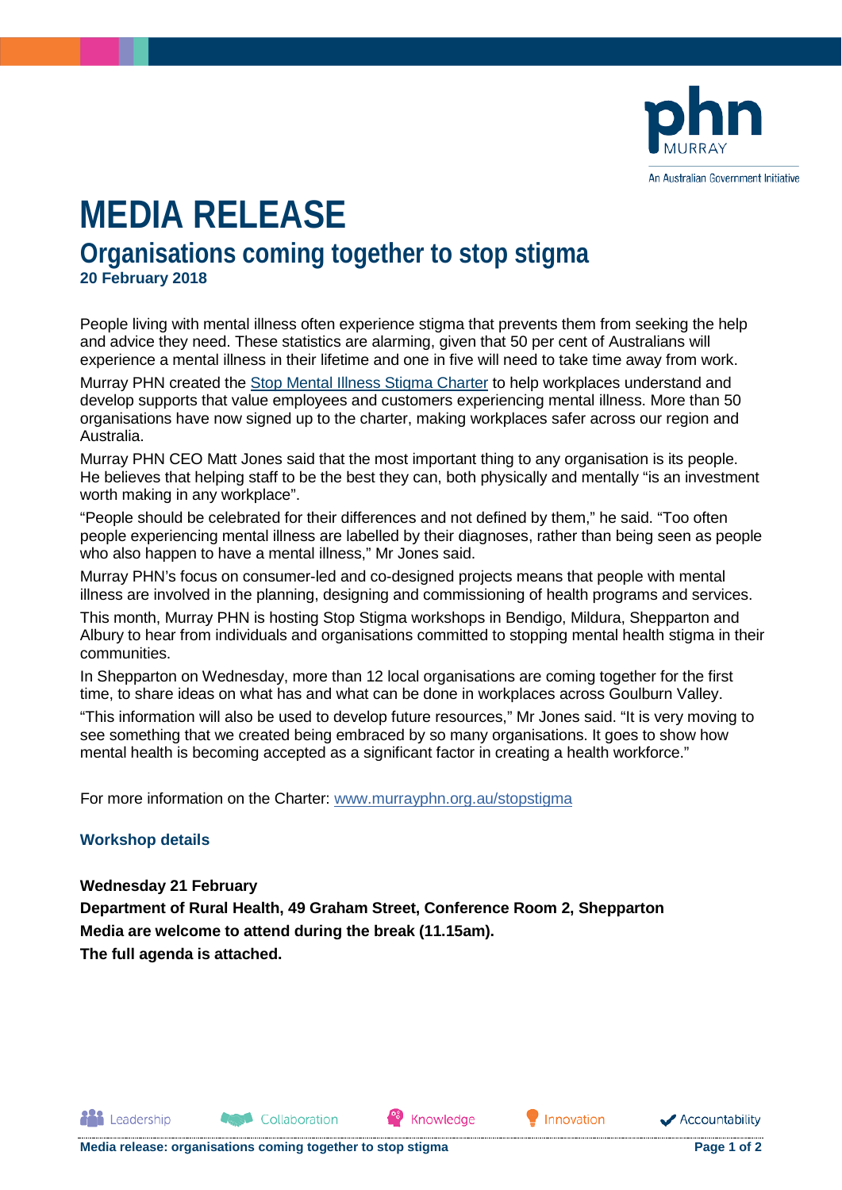# MEDIA RELEASE

## Organisations coming together to stop stigma

**20 February 2018**

People living with mental illness often experience stigma that prevents them from seeking the help and advice they need. These statistics are alarming, given that 50 per cent of Australians will experience a mental illness in their lifetime and one in five will need to take time away from work.

Murray PHN created the [Stop Mental Illness Stigma Charter](http://www.murrayphn.org.au/stopstigma) to help workplaces understand and develop supports that value employees and customers experiencing mental illness. More than 50 organisations have now signed up to the charter, making workplaces safer across our region and Australia.

Murray PHN CEO Matt Jones said that the most important thing to any organisation is its people. He believes that helping staff to be the best they can, both physically and mentally "is an investment worth making in any workplace".

"People should be celebrated for their differences and not defined by them," he said. "Too often people experiencing mental illness are labelled by their diagnoses, rather than being seen as people who also happen to have a mental illness," Mr Jones said.

Murray PHN's focus on consumer-led and co-designed projects means that people with mental illness are involved in the planning, designing and commissioning of health programs and services.

This month, Murray PHN is hosting Stop Stigma workshops in Bendigo, Mildura, Shepparton and Albury to hear from individuals and organisations committed to stopping mental health stigma in their communities.

In Shepparton on Wednesday, more than 12 local organisations are coming together for the first time, to share ideas on what has and what can be done in workplaces across Goulburn Valley.

"This information will also be used to develop future resources," Mr Jones said. "It is very moving to see something that we created being embraced by so many organisations. It goes to show how mental health is becoming accepted as a significant factor in creating a health workforce."

For more information on the Charter: [www.murrayphn.org.au/stopstigma](http://www.murrayphn.org.au/stopstigma)

### Workshop details

**Wednesday 21 February**
**Department of Rural Health, 49 Graham Street, Conference Room 2, Shepparton**
**Media are welcome to attend during the break (11.15am).**
**The full agenda is attached.**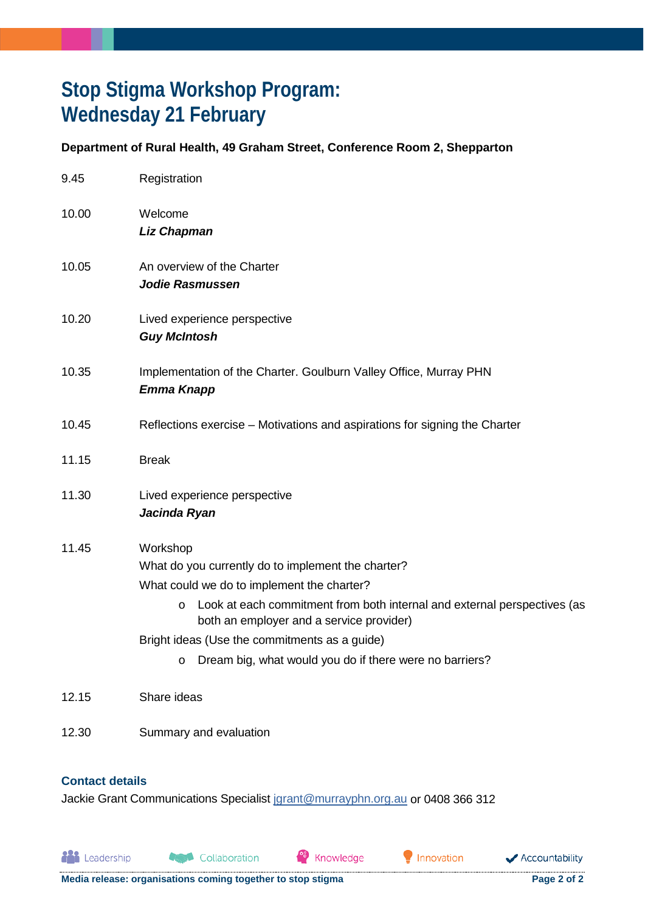# Stop Stigma Workshop Program: Wednesday 21 February

**Department of Rural Health, 49 Graham Street, Conference Room 2, Shepparton**

| | |
|---|---|
| 9.45 | Registration |
| 10.00 | Welcome<br>***Liz Chapman*** |
| 10.05 | An overview of the Charter<br>***Jodie Rasmussen*** |
| 10.20 | Lived experience perspective<br>***Guy McIntosh*** |
| 10.35 | Implementation of the Charter. Goulburn Valley Office, Murray PHN<br>***Emma Knapp*** |
| 10.45 | Reflections exercise – Motivations and aspirations for signing the Charter |
| 11.15 | Break |
| 11.30 | Lived experience perspective<br>***Jacinda Ryan*** |
| 11.45 | Workshop<br>What do you currently do to implement the charter?<br>What could we do to implement the charter?<br>o Look at each commitment from both internal and external perspectives (as both an employer and a service provider)<br>Bright ideas (Use the commitments as a guide)<br>o Dream big, what would you do if there were no barriers? |
| 12.15 | Share ideas |
| 12.30 | Summary and evaluation |

## Contact details

Jackie Grant Communications Specialist [jgrant@murrayphn.org.au](mailto:jgrant@murrayphn.org.au) or 0408 366 312

Leadership Collaboration Knowledge Innovation Accountability